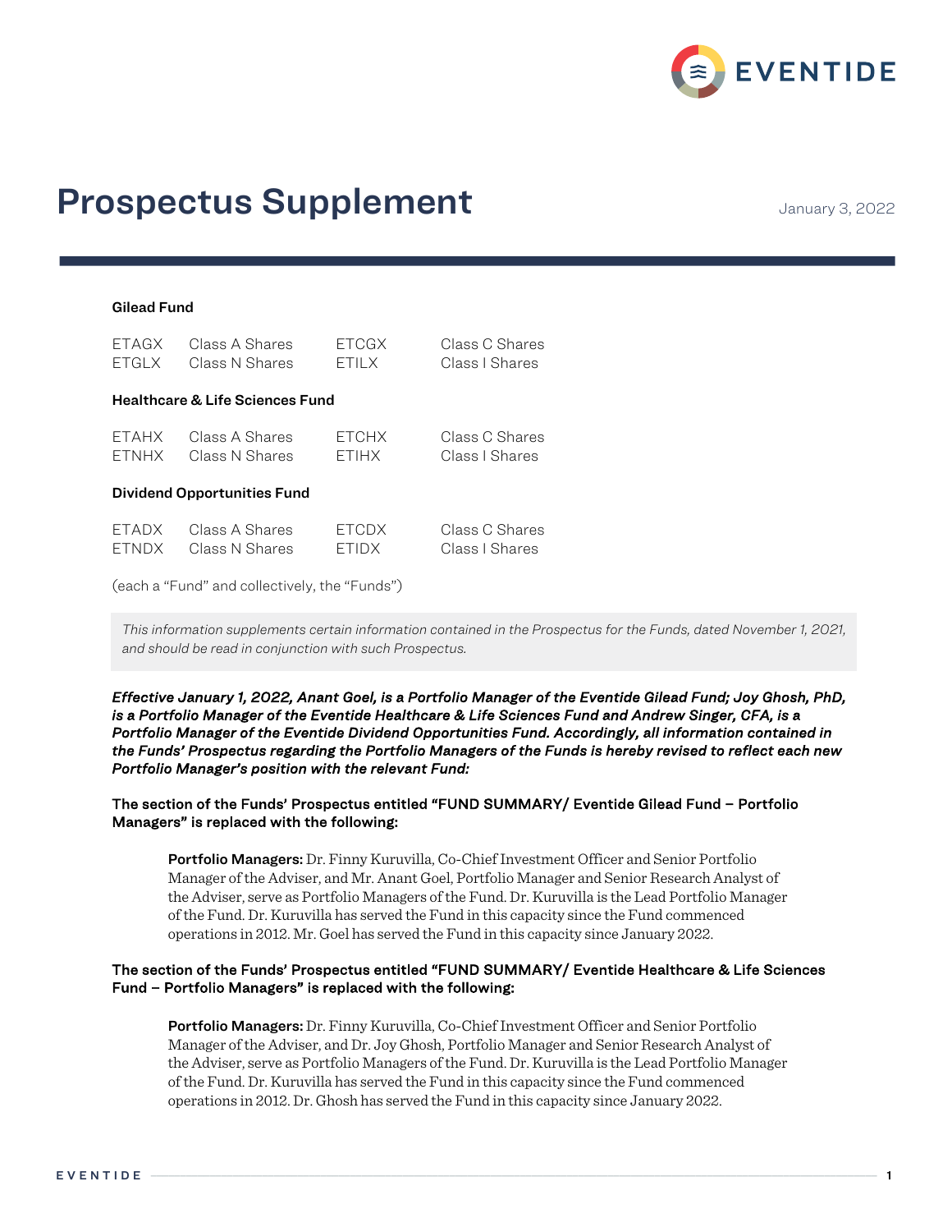# Prospectus Supplement

January 3, 2022

**Gilead Fund**

| | | | |
|---|---|---|---|
| ETAGX | Class A Shares | ETCGX | Class C Shares |
| ETGLX | Class N Shares | ETILX | Class I Shares |

**Healthcare & Life Sciences Fund**

| | | | |
|---|---|---|---|
| ETAHX | Class A Shares | ETCHX | Class C Shares |
| ETNHX | Class N Shares | ETIHX | Class I Shares |

**Dividend Opportunities Fund**

| | | | |
|---|---|---|---|
| ETADX | Class A Shares | ETCDX | Class C Shares |
| ETNDX | Class N Shares | ETIDX | Class I Shares |

(each a "Fund" and collectively, the "Funds")

*This information supplements certain information contained in the Prospectus for the Funds, dated November 1, 2021, and should be read in conjunction with such Prospectus.*

***Effective January 1, 2022, Anant Goel, is a Portfolio Manager of the Eventide Gilead Fund; Joy Ghosh, PhD, is a Portfolio Manager of the Eventide Healthcare & Life Sciences Fund and Andrew Singer, CFA, is a Portfolio Manager of the Eventide Dividend Opportunities Fund. Accordingly, all information contained in the Funds' Prospectus regarding the Portfolio Managers of the Funds is hereby revised to reflect each new Portfolio Manager's position with the relevant Fund:***

**The section of the Funds' Prospectus entitled "FUND SUMMARY/ Eventide Gilead Fund – Portfolio Managers" is replaced with the following:**

> **Portfolio Managers:** Dr. Finny Kuruvilla, Co-Chief Investment Officer and Senior Portfolio Manager of the Adviser, and Mr. Anant Goel, Portfolio Manager and Senior Research Analyst of the Adviser, serve as Portfolio Managers of the Fund. Dr. Kuruvilla is the Lead Portfolio Manager of the Fund. Dr. Kuruvilla has served the Fund in this capacity since the Fund commenced operations in 2012. Mr. Goel has served the Fund in this capacity since January 2022.

**The section of the Funds' Prospectus entitled "FUND SUMMARY/ Eventide Healthcare & Life Sciences Fund – Portfolio Managers" is replaced with the following:**

> **Portfolio Managers:** Dr. Finny Kuruvilla, Co-Chief Investment Officer and Senior Portfolio Manager of the Adviser, and Dr. Joy Ghosh, Portfolio Manager and Senior Research Analyst of the Adviser, serve as Portfolio Managers of the Fund. Dr. Kuruvilla is the Lead Portfolio Manager of the Fund. Dr. Kuruvilla has served the Fund in this capacity since the Fund commenced operations in 2012. Dr. Ghosh has served the Fund in this capacity since January 2022.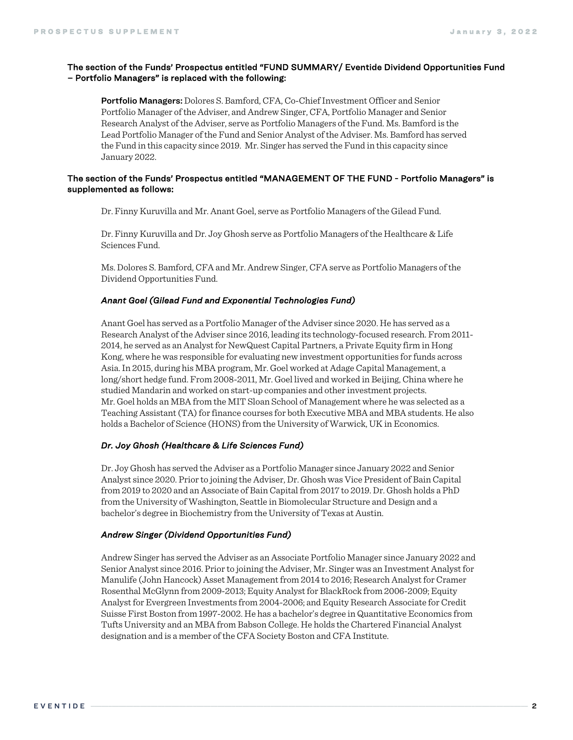**The section of the Funds' Prospectus entitled "FUND SUMMARY/ Eventide Dividend Opportunities Fund – Portfolio Managers" is replaced with the following:**

**Portfolio Managers:** Dolores S. Bamford, CFA, Co-Chief Investment Officer and Senior Portfolio Manager of the Adviser, and Andrew Singer, CFA, Portfolio Manager and Senior Research Analyst of the Adviser, serve as Portfolio Managers of the Fund. Ms. Bamford is the Lead Portfolio Manager of the Fund and Senior Analyst of the Adviser. Ms. Bamford has served the Fund in this capacity since 2019. Mr. Singer has served the Fund in this capacity since January 2022.

**The section of the Funds' Prospectus entitled "MANAGEMENT OF THE FUND - Portfolio Managers" is supplemented as follows:**

Dr. Finny Kuruvilla and Mr. Anant Goel, serve as Portfolio Managers of the Gilead Fund.

Dr. Finny Kuruvilla and Dr. Joy Ghosh serve as Portfolio Managers of the Healthcare & Life Sciences Fund.

Ms. Dolores S. Bamford, CFA and Mr. Andrew Singer, CFA serve as Portfolio Managers of the Dividend Opportunities Fund.

***Anant Goel (Gilead Fund and Exponential Technologies Fund)***

Anant Goel has served as a Portfolio Manager of the Adviser since 2020. He has served as a Research Analyst of the Adviser since 2016, leading its technology-focused research. From 2011-2014, he served as an Analyst for NewQuest Capital Partners, a Private Equity firm in Hong Kong, where he was responsible for evaluating new investment opportunities for funds across Asia. In 2015, during his MBA program, Mr. Goel worked at Adage Capital Management, a long/short hedge fund. From 2008-2011, Mr. Goel lived and worked in Beijing, China where he studied Mandarin and worked on start-up companies and other investment projects. Mr. Goel holds an MBA from the MIT Sloan School of Management where he was selected as a Teaching Assistant (TA) for finance courses for both Executive MBA and MBA students. He also holds a Bachelor of Science (HONS) from the University of Warwick, UK in Economics.

***Dr. Joy Ghosh (Healthcare & Life Sciences Fund)***

Dr. Joy Ghosh has served the Adviser as a Portfolio Manager since January 2022 and Senior Analyst since 2020. Prior to joining the Adviser, Dr. Ghosh was Vice President of Bain Capital from 2019 to 2020 and an Associate of Bain Capital from 2017 to 2019. Dr. Ghosh holds a PhD from the University of Washington, Seattle in Biomolecular Structure and Design and a bachelor's degree in Biochemistry from the University of Texas at Austin.

***Andrew Singer (Dividend Opportunities Fund)***

Andrew Singer has served the Adviser as an Associate Portfolio Manager since January 2022 and Senior Analyst since 2016. Prior to joining the Adviser, Mr. Singer was an Investment Analyst for Manulife (John Hancock) Asset Management from 2014 to 2016; Research Analyst for Cramer Rosenthal McGlynn from 2009-2013; Equity Analyst for BlackRock from 2006-2009; Equity Analyst for Evergreen Investments from 2004-2006; and Equity Research Associate for Credit Suisse First Boston from 1997-2002. He has a bachelor's degree in Quantitative Economics from Tufts University and an MBA from Babson College. He holds the Chartered Financial Analyst designation and is a member of the CFA Society Boston and CFA Institute.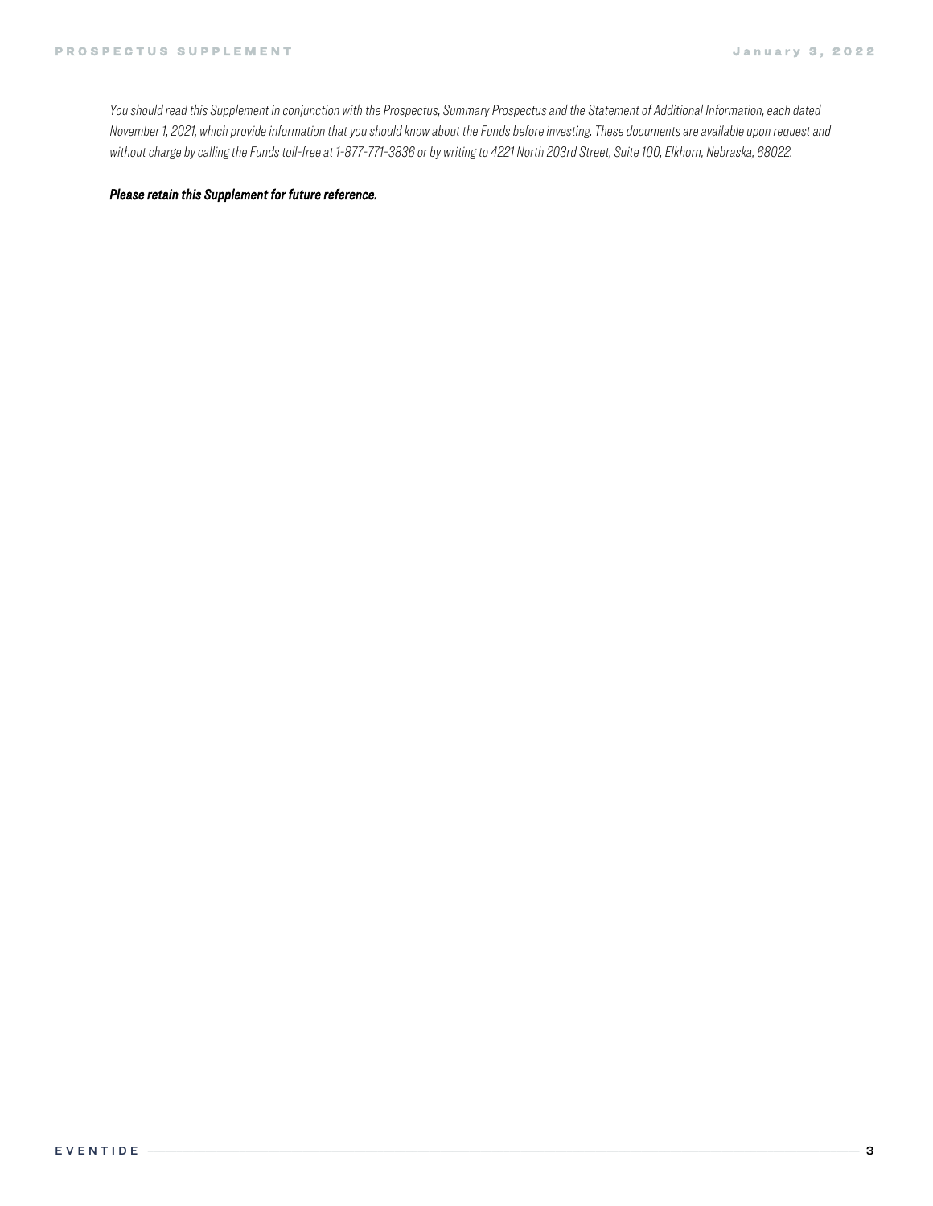*You should read this Supplement in conjunction with the Prospectus, Summary Prospectus and the Statement of Additional Information, each dated November 1, 2021, which provide information that you should know about the Funds before investing. These documents are available upon request and without charge by calling the Funds toll-free at 1-877-771-3836 or by writing to 4221 North 203rd Street, Suite 100, Elkhorn, Nebraska, 68022.*

***Please retain this Supplement for future reference.***